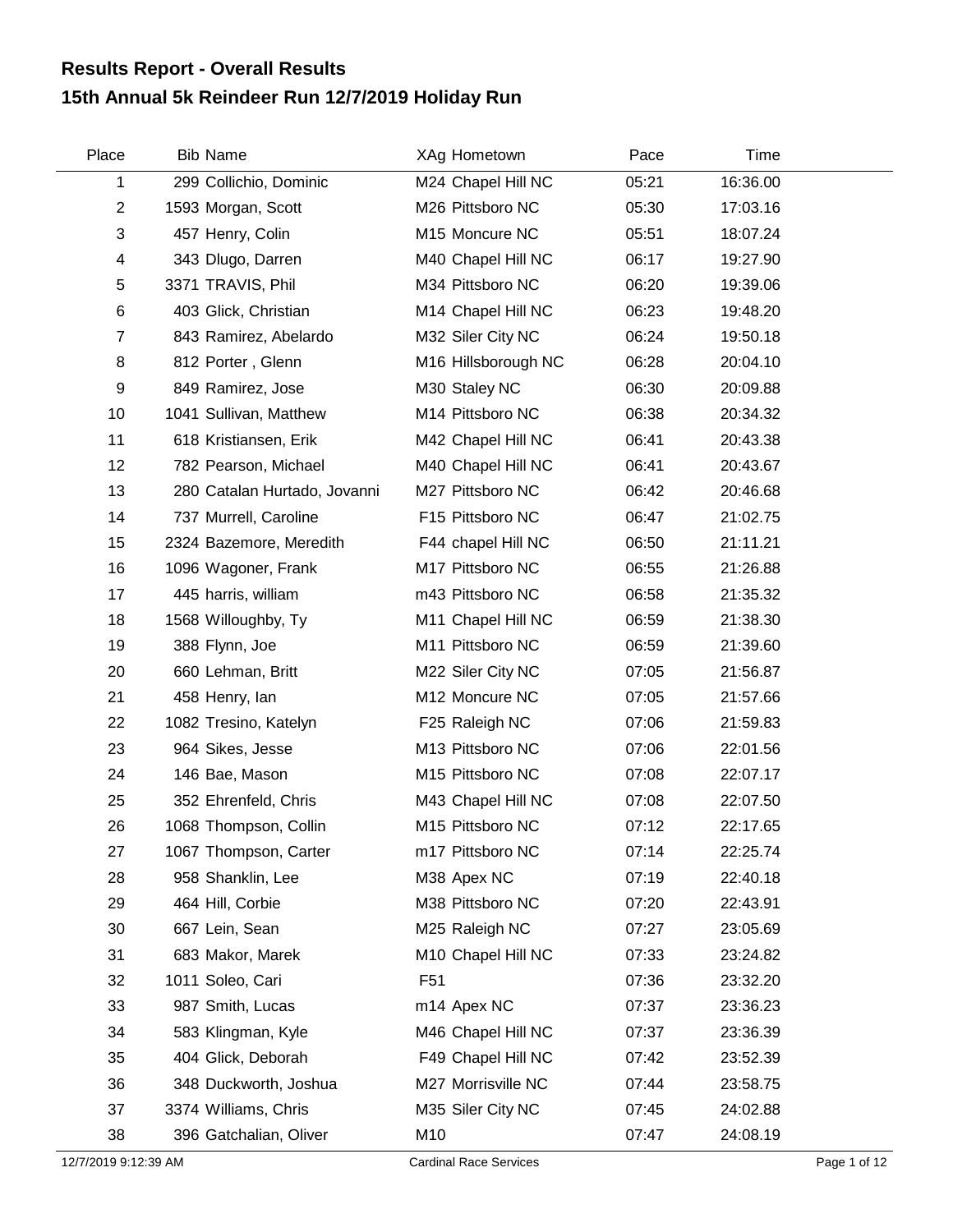# Results Report - Overall Results

## 15th Annual 5k Reindeer Run 12/7/2019 Holiday Run

| Place | Bib | Name | XAg | Hometown | Pace | Time |
|---|---|---|---|---|---|---|
| 1 | 299 | Collichio, Dominic | M24 | Chapel Hill NC | 05:21 | 16:36.00 |
| 2 | 1593 | Morgan, Scott | M26 | Pittsboro NC | 05:30 | 17:03.16 |
| 3 | 457 | Henry, Colin | M15 | Moncure NC | 05:51 | 18:07.24 |
| 4 | 343 | Dlugo, Darren | M40 | Chapel Hill NC | 06:17 | 19:27.90 |
| 5 | 3371 | TRAVIS, Phil | M34 | Pittsboro NC | 06:20 | 19:39.06 |
| 6 | 403 | Glick, Christian | M14 | Chapel Hill NC | 06:23 | 19:48.20 |
| 7 | 843 | Ramirez, Abelardo | M32 | Siler City NC | 06:24 | 19:50.18 |
| 8 | 812 | Porter , Glenn | M16 | Hillsborough NC | 06:28 | 20:04.10 |
| 9 | 849 | Ramirez, Jose | M30 | Staley NC | 06:30 | 20:09.88 |
| 10 | 1041 | Sullivan, Matthew | M14 | Pittsboro NC | 06:38 | 20:34.32 |
| 11 | 618 | Kristiansen, Erik | M42 | Chapel Hill NC | 06:41 | 20:43.38 |
| 12 | 782 | Pearson, Michael | M40 | Chapel Hill NC | 06:41 | 20:43.67 |
| 13 | 280 | Catalan Hurtado, Jovanni | M27 | Pittsboro NC | 06:42 | 20:46.68 |
| 14 | 737 | Murrell, Caroline | F15 | Pittsboro NC | 06:47 | 21:02.75 |
| 15 | 2324 | Bazemore, Meredith | F44 | chapel Hill NC | 06:50 | 21:11.21 |
| 16 | 1096 | Wagoner, Frank | M17 | Pittsboro NC | 06:55 | 21:26.88 |
| 17 | 445 | harris, william | m43 | Pittsboro NC | 06:58 | 21:35.32 |
| 18 | 1568 | Willoughby, Ty | M11 | Chapel Hill NC | 06:59 | 21:38.30 |
| 19 | 388 | Flynn, Joe | M11 | Pittsboro NC | 06:59 | 21:39.60 |
| 20 | 660 | Lehman, Britt | M22 | Siler City NC | 07:05 | 21:56.87 |
| 21 | 458 | Henry, Ian | M12 | Moncure NC | 07:05 | 21:57.66 |
| 22 | 1082 | Tresino, Katelyn | F25 | Raleigh NC | 07:06 | 21:59.83 |
| 23 | 964 | Sikes, Jesse | M13 | Pittsboro NC | 07:06 | 22:01.56 |
| 24 | 146 | Bae, Mason | M15 | Pittsboro NC | 07:08 | 22:07.17 |
| 25 | 352 | Ehrenfeld, Chris | M43 | Chapel Hill NC | 07:08 | 22:07.50 |
| 26 | 1068 | Thompson, Collin | M15 | Pittsboro NC | 07:12 | 22:17.65 |
| 27 | 1067 | Thompson, Carter | m17 | Pittsboro NC | 07:14 | 22:25.74 |
| 28 | 958 | Shanklin, Lee | M38 | Apex NC | 07:19 | 22:40.18 |
| 29 | 464 | Hill, Corbie | M38 | Pittsboro NC | 07:20 | 22:43.91 |
| 30 | 667 | Lein, Sean | M25 | Raleigh NC | 07:27 | 23:05.69 |
| 31 | 683 | Makor, Marek | M10 | Chapel Hill NC | 07:33 | 23:24.82 |
| 32 | 1011 | Soleo, Cari | F51 | | 07:36 | 23:32.20 |
| 33 | 987 | Smith, Lucas | m14 | Apex NC | 07:37 | 23:36.23 |
| 34 | 583 | Klingman, Kyle | M46 | Chapel Hill NC | 07:37 | 23:36.39 |
| 35 | 404 | Glick, Deborah | F49 | Chapel Hill NC | 07:42 | 23:52.39 |
| 36 | 348 | Duckworth, Joshua | M27 | Morrisville NC | 07:44 | 23:58.75 |
| 37 | 3374 | Williams, Chris | M35 | Siler City NC | 07:45 | 24:02.88 |
| 38 | 396 | Gatchalian, Oliver | M10 | | 07:47 | 24:08.19 |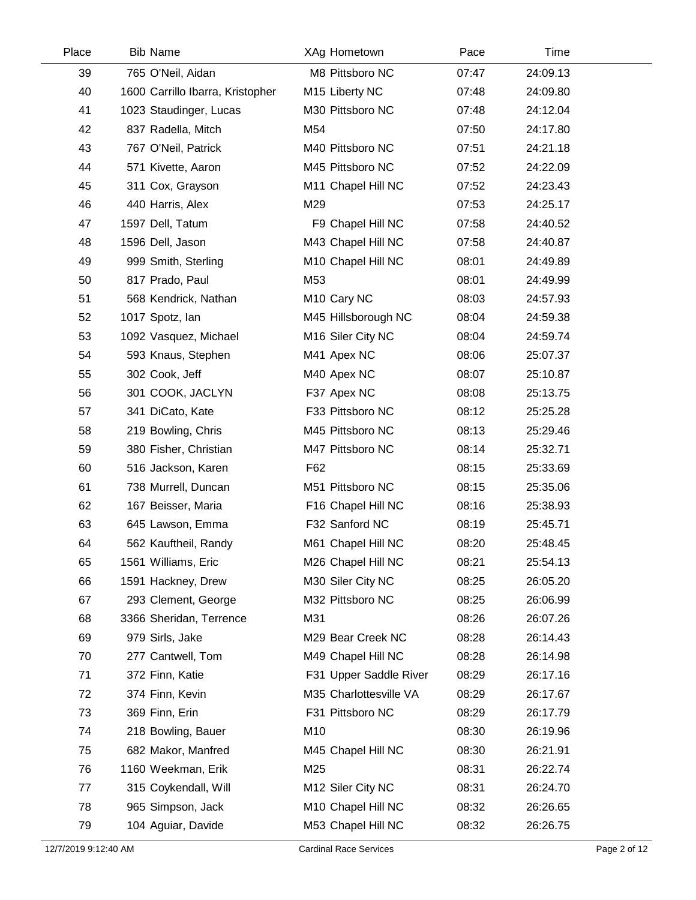| Place | Bib | Name | XAg | Hometown | Pace | Time |
|---|---|---|---|---|---|---|
| 39 | 765 | O'Neil, Aidan | M8 | Pittsboro NC | 07:47 | 24:09.13 |
| 40 | 1600 | Carrillo Ibarra, Kristopher | M15 | Liberty NC | 07:48 | 24:09.80 |
| 41 | 1023 | Staudinger, Lucas | M30 | Pittsboro NC | 07:48 | 24:12.04 |
| 42 | 837 | Radella, Mitch | M54 | | 07:50 | 24:17.80 |
| 43 | 767 | O'Neil, Patrick | M40 | Pittsboro NC | 07:51 | 24:21.18 |
| 44 | 571 | Kivette, Aaron | M45 | Pittsboro NC | 07:52 | 24:22.09 |
| 45 | 311 | Cox, Grayson | M11 | Chapel Hill NC | 07:52 | 24:23.43 |
| 46 | 440 | Harris, Alex | M29 | | 07:53 | 24:25.17 |
| 47 | 1597 | Dell, Tatum | F9 | Chapel Hill NC | 07:58 | 24:40.52 |
| 48 | 1596 | Dell, Jason | M43 | Chapel Hill NC | 07:58 | 24:40.87 |
| 49 | 999 | Smith, Sterling | M10 | Chapel Hill NC | 08:01 | 24:49.89 |
| 50 | 817 | Prado, Paul | M53 | | 08:01 | 24:49.99 |
| 51 | 568 | Kendrick, Nathan | M10 | Cary NC | 08:03 | 24:57.93 |
| 52 | 1017 | Spotz, Ian | M45 | Hillsborough NC | 08:04 | 24:59.38 |
| 53 | 1092 | Vasquez, Michael | M16 | Siler City NC | 08:04 | 24:59.74 |
| 54 | 593 | Knaus, Stephen | M41 | Apex NC | 08:06 | 25:07.37 |
| 55 | 302 | Cook, Jeff | M40 | Apex NC | 08:07 | 25:10.87 |
| 56 | 301 | COOK, JACLYN | F37 | Apex NC | 08:08 | 25:13.75 |
| 57 | 341 | DiCato, Kate | F33 | Pittsboro NC | 08:12 | 25:25.28 |
| 58 | 219 | Bowling, Chris | M45 | Pittsboro NC | 08:13 | 25:29.46 |
| 59 | 380 | Fisher, Christian | M47 | Pittsboro NC | 08:14 | 25:32.71 |
| 60 | 516 | Jackson, Karen | F62 | | 08:15 | 25:33.69 |
| 61 | 738 | Murrell, Duncan | M51 | Pittsboro NC | 08:15 | 25:35.06 |
| 62 | 167 | Beisser, Maria | F16 | Chapel Hill NC | 08:16 | 25:38.93 |
| 63 | 645 | Lawson, Emma | F32 | Sanford NC | 08:19 | 25:45.71 |
| 64 | 562 | Kauftheil, Randy | M61 | Chapel Hill NC | 08:20 | 25:48.45 |
| 65 | 1561 | Williams, Eric | M26 | Chapel Hill NC | 08:21 | 25:54.13 |
| 66 | 1591 | Hackney, Drew | M30 | Siler City NC | 08:25 | 26:05.20 |
| 67 | 293 | Clement, George | M32 | Pittsboro NC | 08:25 | 26:06.99 |
| 68 | 3366 | Sheridan, Terrence | M31 | | 08:26 | 26:07.26 |
| 69 | 979 | Sirls, Jake | M29 | Bear Creek NC | 08:28 | 26:14.43 |
| 70 | 277 | Cantwell, Tom | M49 | Chapel Hill NC | 08:28 | 26:14.98 |
| 71 | 372 | Finn, Katie | F31 | Upper Saddle River | 08:29 | 26:17.16 |
| 72 | 374 | Finn, Kevin | M35 | Charlottesville VA | 08:29 | 26:17.67 |
| 73 | 369 | Finn, Erin | F31 | Pittsboro NC | 08:29 | 26:17.79 |
| 74 | 218 | Bowling, Bauer | M10 | | 08:30 | 26:19.96 |
| 75 | 682 | Makor, Manfred | M45 | Chapel Hill NC | 08:30 | 26:21.91 |
| 76 | 1160 | Weekman, Erik | M25 | | 08:31 | 26:22.74 |
| 77 | 315 | Coykendall, Will | M12 | Siler City NC | 08:31 | 26:24.70 |
| 78 | 965 | Simpson, Jack | M10 | Chapel Hill NC | 08:32 | 26:26.65 |
| 79 | 104 | Aguiar, Davide | M53 | Chapel Hill NC | 08:32 | 26:26.75 |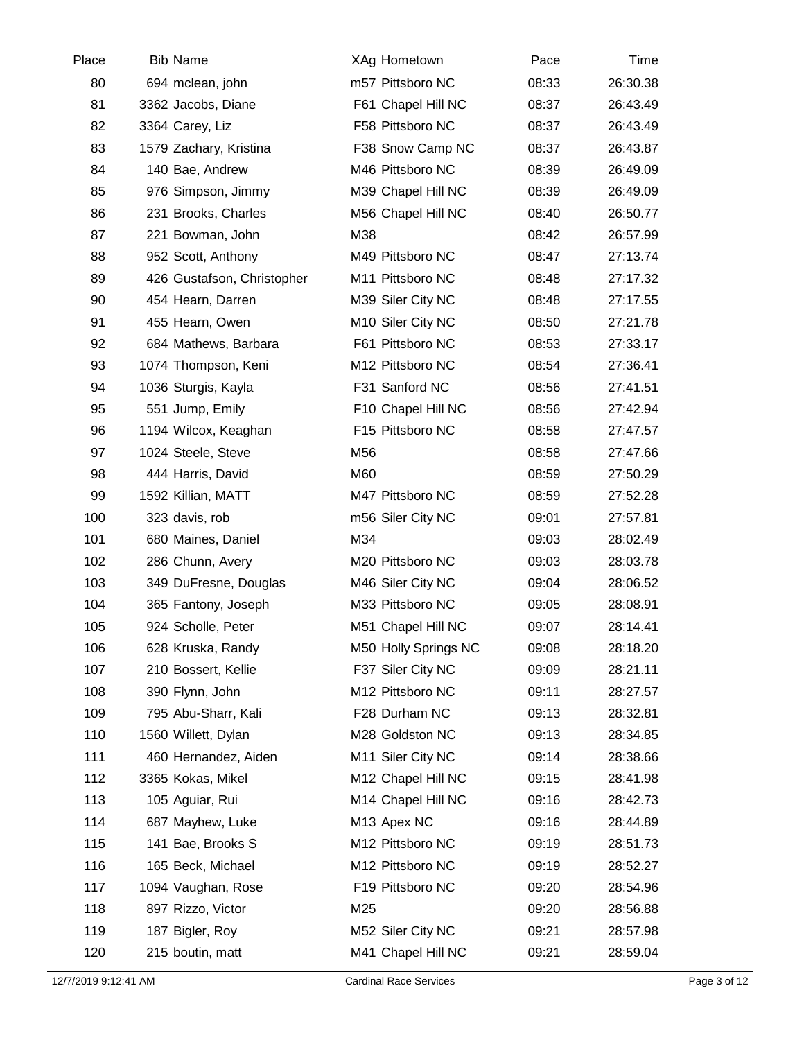| Place | Bib | Name | XAg | Hometown | Pace | Time |
|---|---|---|---|---|---|---|
| 80 | 694 | mclean, john | m57 | Pittsboro NC | 08:33 | 26:30.38 |
| 81 | 3362 | Jacobs, Diane | F61 | Chapel Hill NC | 08:37 | 26:43.49 |
| 82 | 3364 | Carey, Liz | F58 | Pittsboro NC | 08:37 | 26:43.49 |
| 83 | 1579 | Zachary, Kristina | F38 | Snow Camp NC | 08:37 | 26:43.87 |
| 84 | 140 | Bae, Andrew | M46 | Pittsboro NC | 08:39 | 26:49.09 |
| 85 | 976 | Simpson, Jimmy | M39 | Chapel Hill NC | 08:39 | 26:49.09 |
| 86 | 231 | Brooks, Charles | M56 | Chapel Hill NC | 08:40 | 26:50.77 |
| 87 | 221 | Bowman, John | M38 | | 08:42 | 26:57.99 |
| 88 | 952 | Scott, Anthony | M49 | Pittsboro NC | 08:47 | 27:13.74 |
| 89 | 426 | Gustafson, Christopher | M11 | Pittsboro NC | 08:48 | 27:17.32 |
| 90 | 454 | Hearn, Darren | M39 | Siler City NC | 08:48 | 27:17.55 |
| 91 | 455 | Hearn, Owen | M10 | Siler City NC | 08:50 | 27:21.78 |
| 92 | 684 | Mathews, Barbara | F61 | Pittsboro NC | 08:53 | 27:33.17 |
| 93 | 1074 | Thompson, Keni | M12 | Pittsboro NC | 08:54 | 27:36.41 |
| 94 | 1036 | Sturgis, Kayla | F31 | Sanford NC | 08:56 | 27:41.51 |
| 95 | 551 | Jump, Emily | F10 | Chapel Hill NC | 08:56 | 27:42.94 |
| 96 | 1194 | Wilcox, Keaghan | F15 | Pittsboro NC | 08:58 | 27:47.57 |
| 97 | 1024 | Steele, Steve | M56 | | 08:58 | 27:47.66 |
| 98 | 444 | Harris, David | M60 | | 08:59 | 27:50.29 |
| 99 | 1592 | Killian, MATT | M47 | Pittsboro NC | 08:59 | 27:52.28 |
| 100 | 323 | davis, rob | m56 | Siler City NC | 09:01 | 27:57.81 |
| 101 | 680 | Maines, Daniel | M34 | | 09:03 | 28:02.49 |
| 102 | 286 | Chunn, Avery | M20 | Pittsboro NC | 09:03 | 28:03.78 |
| 103 | 349 | DuFresne, Douglas | M46 | Siler City NC | 09:04 | 28:06.52 |
| 104 | 365 | Fantony, Joseph | M33 | Pittsboro NC | 09:05 | 28:08.91 |
| 105 | 924 | Scholle, Peter | M51 | Chapel Hill NC | 09:07 | 28:14.41 |
| 106 | 628 | Kruska, Randy | M50 | Holly Springs NC | 09:08 | 28:18.20 |
| 107 | 210 | Bossert, Kellie | F37 | Siler City NC | 09:09 | 28:21.11 |
| 108 | 390 | Flynn, John | M12 | Pittsboro NC | 09:11 | 28:27.57 |
| 109 | 795 | Abu-Sharr, Kali | F28 | Durham NC | 09:13 | 28:32.81 |
| 110 | 1560 | Willett, Dylan | M28 | Goldston NC | 09:13 | 28:34.85 |
| 111 | 460 | Hernandez, Aiden | M11 | Siler City NC | 09:14 | 28:38.66 |
| 112 | 3365 | Kokas, Mikel | M12 | Chapel Hill NC | 09:15 | 28:41.98 |
| 113 | 105 | Aguiar, Rui | M14 | Chapel Hill NC | 09:16 | 28:42.73 |
| 114 | 687 | Mayhew, Luke | M13 | Apex NC | 09:16 | 28:44.89 |
| 115 | 141 | Bae, Brooks S | M12 | Pittsboro NC | 09:19 | 28:51.73 |
| 116 | 165 | Beck, Michael | M12 | Pittsboro NC | 09:19 | 28:52.27 |
| 117 | 1094 | Vaughan, Rose | F19 | Pittsboro NC | 09:20 | 28:54.96 |
| 118 | 897 | Rizzo, Victor | M25 | | 09:20 | 28:56.88 |
| 119 | 187 | Bigler, Roy | M52 | Siler City NC | 09:21 | 28:57.98 |
| 120 | 215 | boutin, matt | M41 | Chapel Hill NC | 09:21 | 28:59.04 |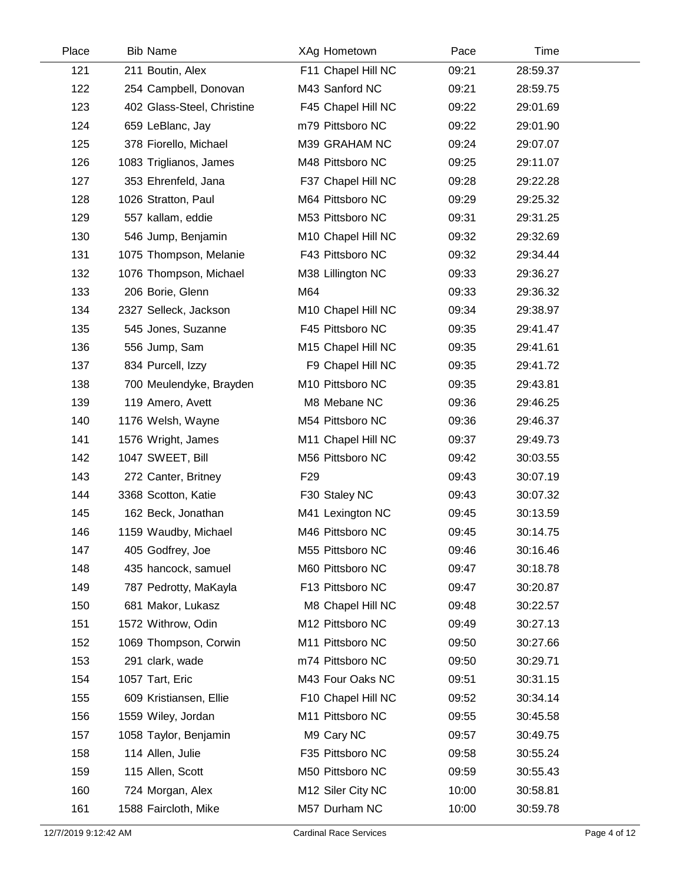| Place | Bib | Name | XAg | Hometown | Pace | Time |
|---|---|---|---|---|---|---|
| 121 | 211 | Boutin, Alex | F11 | Chapel Hill NC | 09:21 | 28:59.37 |
| 122 | 254 | Campbell, Donovan | M43 | Sanford NC | 09:21 | 28:59.75 |
| 123 | 402 | Glass-Steel, Christine | F45 | Chapel Hill NC | 09:22 | 29:01.69 |
| 124 | 659 | LeBlanc, Jay | m79 | Pittsboro NC | 09:22 | 29:01.90 |
| 125 | 378 | Fiorello, Michael | M39 | GRAHAM NC | 09:24 | 29:07.07 |
| 126 | 1083 | Triglianos, James | M48 | Pittsboro NC | 09:25 | 29:11.07 |
| 127 | 353 | Ehrenfeld, Jana | F37 | Chapel Hill NC | 09:28 | 29:22.28 |
| 128 | 1026 | Stratton, Paul | M64 | Pittsboro NC | 09:29 | 29:25.32 |
| 129 | 557 | kallam, eddie | M53 | Pittsboro NC | 09:31 | 29:31.25 |
| 130 | 546 | Jump, Benjamin | M10 | Chapel Hill NC | 09:32 | 29:32.69 |
| 131 | 1075 | Thompson, Melanie | F43 | Pittsboro NC | 09:32 | 29:34.44 |
| 132 | 1076 | Thompson, Michael | M38 | Lillington NC | 09:33 | 29:36.27 |
| 133 | 206 | Borie, Glenn | M64 | | 09:33 | 29:36.32 |
| 134 | 2327 | Selleck, Jackson | M10 | Chapel Hill NC | 09:34 | 29:38.97 |
| 135 | 545 | Jones, Suzanne | F45 | Pittsboro NC | 09:35 | 29:41.47 |
| 136 | 556 | Jump, Sam | M15 | Chapel Hill NC | 09:35 | 29:41.61 |
| 137 | 834 | Purcell, Izzy | F9 | Chapel Hill NC | 09:35 | 29:41.72 |
| 138 | 700 | Meulendyke, Brayden | M10 | Pittsboro NC | 09:35 | 29:43.81 |
| 139 | 119 | Amero, Avett | M8 | Mebane NC | 09:36 | 29:46.25 |
| 140 | 1176 | Welsh, Wayne | M54 | Pittsboro NC | 09:36 | 29:46.37 |
| 141 | 1576 | Wright, James | M11 | Chapel Hill NC | 09:37 | 29:49.73 |
| 142 | 1047 | SWEET, Bill | M56 | Pittsboro NC | 09:42 | 30:03.55 |
| 143 | 272 | Canter, Britney | F29 | | 09:43 | 30:07.19 |
| 144 | 3368 | Scotton, Katie | F30 | Staley NC | 09:43 | 30:07.32 |
| 145 | 162 | Beck, Jonathan | M41 | Lexington NC | 09:45 | 30:13.59 |
| 146 | 1159 | Waudby, Michael | M46 | Pittsboro NC | 09:45 | 30:14.75 |
| 147 | 405 | Godfrey, Joe | M55 | Pittsboro NC | 09:46 | 30:16.46 |
| 148 | 435 | hancock, samuel | M60 | Pittsboro NC | 09:47 | 30:18.78 |
| 149 | 787 | Pedrotty, MaKayla | F13 | Pittsboro NC | 09:47 | 30:20.87 |
| 150 | 681 | Makor, Lukasz | M8 | Chapel Hill NC | 09:48 | 30:22.57 |
| 151 | 1572 | Withrow, Odin | M12 | Pittsboro NC | 09:49 | 30:27.13 |
| 152 | 1069 | Thompson, Corwin | M11 | Pittsboro NC | 09:50 | 30:27.66 |
| 153 | 291 | clark, wade | m74 | Pittsboro NC | 09:50 | 30:29.71 |
| 154 | 1057 | Tart, Eric | M43 | Four Oaks NC | 09:51 | 30:31.15 |
| 155 | 609 | Kristiansen, Ellie | F10 | Chapel Hill NC | 09:52 | 30:34.14 |
| 156 | 1559 | Wiley, Jordan | M11 | Pittsboro NC | 09:55 | 30:45.58 |
| 157 | 1058 | Taylor, Benjamin | M9 | Cary NC | 09:57 | 30:49.75 |
| 158 | 114 | Allen, Julie | F35 | Pittsboro NC | 09:58 | 30:55.24 |
| 159 | 115 | Allen, Scott | M50 | Pittsboro NC | 09:59 | 30:55.43 |
| 160 | 724 | Morgan, Alex | M12 | Siler City NC | 10:00 | 30:58.81 |
| 161 | 1588 | Faircloth, Mike | M57 | Durham NC | 10:00 | 30:59.78 |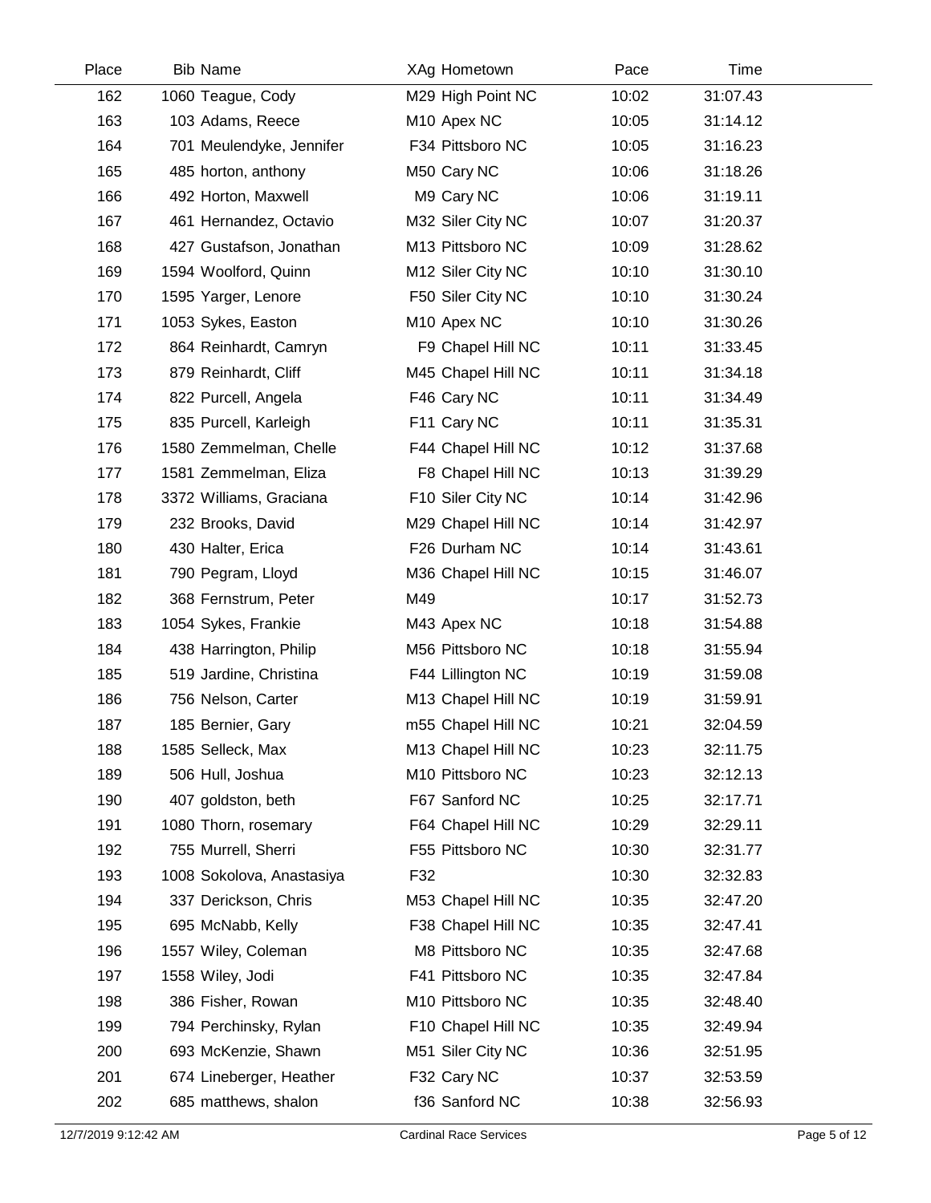| Place | Bib | Name | XAg | Hometown | Pace | Time |
|---|---|---|---|---|---|---|
| 162 | 1060 | Teague, Cody | M29 | High Point NC | 10:02 | 31:07.43 |
| 163 | 103 | Adams, Reece | M10 | Apex NC | 10:05 | 31:14.12 |
| 164 | 701 | Meulendyke, Jennifer | F34 | Pittsboro NC | 10:05 | 31:16.23 |
| 165 | 485 | horton, anthony | M50 | Cary NC | 10:06 | 31:18.26 |
| 166 | 492 | Horton, Maxwell | M9 | Cary NC | 10:06 | 31:19.11 |
| 167 | 461 | Hernandez, Octavio | M32 | Siler City NC | 10:07 | 31:20.37 |
| 168 | 427 | Gustafson, Jonathan | M13 | Pittsboro NC | 10:09 | 31:28.62 |
| 169 | 1594 | Woolford, Quinn | M12 | Siler City NC | 10:10 | 31:30.10 |
| 170 | 1595 | Yarger, Lenore | F50 | Siler City NC | 10:10 | 31:30.24 |
| 171 | 1053 | Sykes, Easton | M10 | Apex NC | 10:10 | 31:30.26 |
| 172 | 864 | Reinhardt, Camryn | F9 | Chapel Hill NC | 10:11 | 31:33.45 |
| 173 | 879 | Reinhardt, Cliff | M45 | Chapel Hill NC | 10:11 | 31:34.18 |
| 174 | 822 | Purcell, Angela | F46 | Cary NC | 10:11 | 31:34.49 |
| 175 | 835 | Purcell, Karleigh | F11 | Cary NC | 10:11 | 31:35.31 |
| 176 | 1580 | Zemmelman, Chelle | F44 | Chapel Hill NC | 10:12 | 31:37.68 |
| 177 | 1581 | Zemmelman, Eliza | F8 | Chapel Hill NC | 10:13 | 31:39.29 |
| 178 | 3372 | Williams, Graciana | F10 | Siler City NC | 10:14 | 31:42.96 |
| 179 | 232 | Brooks, David | M29 | Chapel Hill NC | 10:14 | 31:42.97 |
| 180 | 430 | Halter, Erica | F26 | Durham NC | 10:14 | 31:43.61 |
| 181 | 790 | Pegram, Lloyd | M36 | Chapel Hill NC | 10:15 | 31:46.07 |
| 182 | 368 | Fernstrum, Peter | M49 | | 10:17 | 31:52.73 |
| 183 | 1054 | Sykes, Frankie | M43 | Apex NC | 10:18 | 31:54.88 |
| 184 | 438 | Harrington, Philip | M56 | Pittsboro NC | 10:18 | 31:55.94 |
| 185 | 519 | Jardine, Christina | F44 | Lillington NC | 10:19 | 31:59.08 |
| 186 | 756 | Nelson, Carter | M13 | Chapel Hill NC | 10:19 | 31:59.91 |
| 187 | 185 | Bernier, Gary | m55 | Chapel Hill NC | 10:21 | 32:04.59 |
| 188 | 1585 | Selleck, Max | M13 | Chapel Hill NC | 10:23 | 32:11.75 |
| 189 | 506 | Hull, Joshua | M10 | Pittsboro NC | 10:23 | 32:12.13 |
| 190 | 407 | goldston, beth | F67 | Sanford NC | 10:25 | 32:17.71 |
| 191 | 1080 | Thorn, rosemary | F64 | Chapel Hill NC | 10:29 | 32:29.11 |
| 192 | 755 | Murrell, Sherri | F55 | Pittsboro NC | 10:30 | 32:31.77 |
| 193 | 1008 | Sokolova, Anastasiya | F32 | | 10:30 | 32:32.83 |
| 194 | 337 | Derickson, Chris | M53 | Chapel Hill NC | 10:35 | 32:47.20 |
| 195 | 695 | McNabb, Kelly | F38 | Chapel Hill NC | 10:35 | 32:47.41 |
| 196 | 1557 | Wiley, Coleman | M8 | Pittsboro NC | 10:35 | 32:47.68 |
| 197 | 1558 | Wiley, Jodi | F41 | Pittsboro NC | 10:35 | 32:47.84 |
| 198 | 386 | Fisher, Rowan | M10 | Pittsboro NC | 10:35 | 32:48.40 |
| 199 | 794 | Perchinsky, Rylan | F10 | Chapel Hill NC | 10:35 | 32:49.94 |
| 200 | 693 | McKenzie, Shawn | M51 | Siler City NC | 10:36 | 32:51.95 |
| 201 | 674 | Lineberger, Heather | F32 | Cary NC | 10:37 | 32:53.59 |
| 202 | 685 | matthews, shalon | f36 | Sanford NC | 10:38 | 32:56.93 |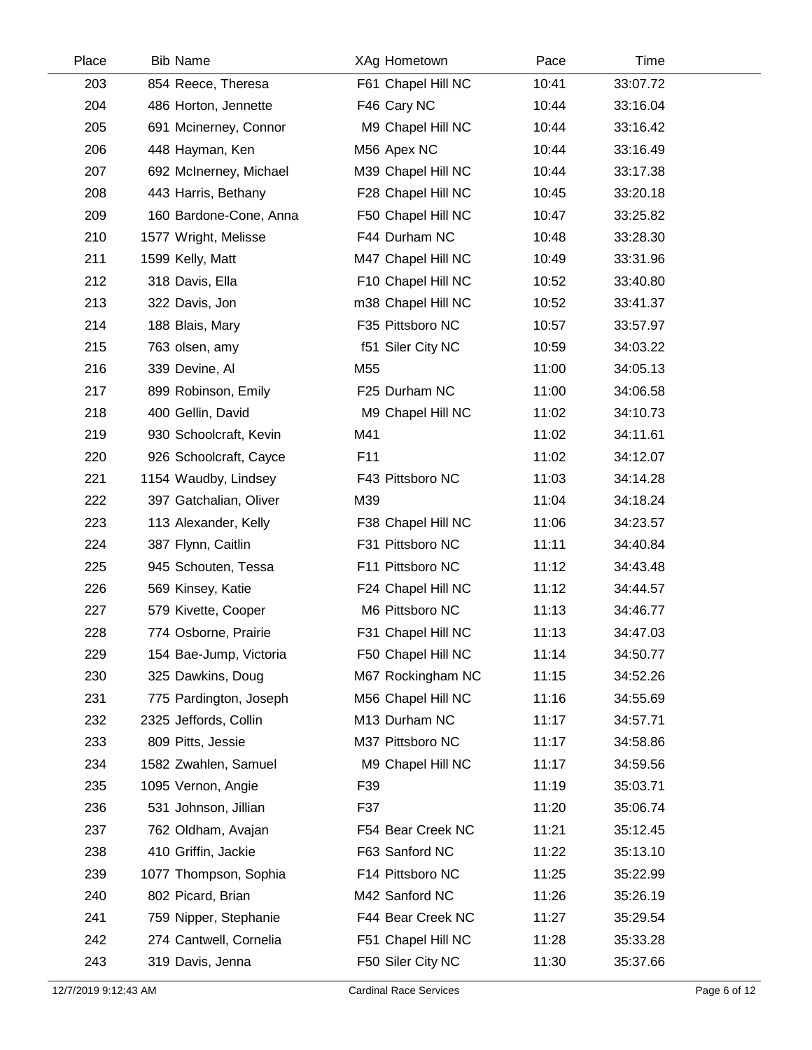| Place | Bib | Name | XAg | Hometown | Pace | Time |
|---|---|---|---|---|---|---|
| 203 | 854 | Reece, Theresa | F61 | Chapel Hill NC | 10:41 | 33:07.72 |
| 204 | 486 | Horton, Jennette | F46 | Cary NC | 10:44 | 33:16.04 |
| 205 | 691 | Mcinerney, Connor | M9 | Chapel Hill NC | 10:44 | 33:16.42 |
| 206 | 448 | Hayman, Ken | M56 | Apex NC | 10:44 | 33:16.49 |
| 207 | 692 | McInerney, Michael | M39 | Chapel Hill NC | 10:44 | 33:17.38 |
| 208 | 443 | Harris, Bethany | F28 | Chapel Hill NC | 10:45 | 33:20.18 |
| 209 | 160 | Bardone-Cone, Anna | F50 | Chapel Hill NC | 10:47 | 33:25.82 |
| 210 | 1577 | Wright, Melisse | F44 | Durham NC | 10:48 | 33:28.30 |
| 211 | 1599 | Kelly, Matt | M47 | Chapel Hill NC | 10:49 | 33:31.96 |
| 212 | 318 | Davis, Ella | F10 | Chapel Hill NC | 10:52 | 33:40.80 |
| 213 | 322 | Davis, Jon | m38 | Chapel Hill NC | 10:52 | 33:41.37 |
| 214 | 188 | Blais, Mary | F35 | Pittsboro NC | 10:57 | 33:57.97 |
| 215 | 763 | olsen, amy | f51 | Siler City NC | 10:59 | 34:03.22 |
| 216 | 339 | Devine, Al | M55 | | 11:00 | 34:05.13 |
| 217 | 899 | Robinson, Emily | F25 | Durham NC | 11:00 | 34:06.58 |
| 218 | 400 | Gellin, David | M9 | Chapel Hill NC | 11:02 | 34:10.73 |
| 219 | 930 | Schoolcraft, Kevin | M41 | | 11:02 | 34:11.61 |
| 220 | 926 | Schoolcraft, Cayce | F11 | | 11:02 | 34:12.07 |
| 221 | 1154 | Waudby, Lindsey | F43 | Pittsboro NC | 11:03 | 34:14.28 |
| 222 | 397 | Gatchalian, Oliver | M39 | | 11:04 | 34:18.24 |
| 223 | 113 | Alexander, Kelly | F38 | Chapel Hill NC | 11:06 | 34:23.57 |
| 224 | 387 | Flynn, Caitlin | F31 | Pittsboro NC | 11:11 | 34:40.84 |
| 225 | 945 | Schouten, Tessa | F11 | Pittsboro NC | 11:12 | 34:43.48 |
| 226 | 569 | Kinsey, Katie | F24 | Chapel Hill NC | 11:12 | 34:44.57 |
| 227 | 579 | Kivette, Cooper | M6 | Pittsboro NC | 11:13 | 34:46.77 |
| 228 | 774 | Osborne, Prairie | F31 | Chapel Hill NC | 11:13 | 34:47.03 |
| 229 | 154 | Bae-Jump, Victoria | F50 | Chapel Hill NC | 11:14 | 34:50.77 |
| 230 | 325 | Dawkins, Doug | M67 | Rockingham NC | 11:15 | 34:52.26 |
| 231 | 775 | Pardington, Joseph | M56 | Chapel Hill NC | 11:16 | 34:55.69 |
| 232 | 2325 | Jeffords, Collin | M13 | Durham NC | 11:17 | 34:57.71 |
| 233 | 809 | Pitts, Jessie | M37 | Pittsboro NC | 11:17 | 34:58.86 |
| 234 | 1582 | Zwahlen, Samuel | M9 | Chapel Hill NC | 11:17 | 34:59.56 |
| 235 | 1095 | Vernon, Angie | F39 | | 11:19 | 35:03.71 |
| 236 | 531 | Johnson, Jillian | F37 | | 11:20 | 35:06.74 |
| 237 | 762 | Oldham, Avajan | F54 | Bear Creek NC | 11:21 | 35:12.45 |
| 238 | 410 | Griffin, Jackie | F63 | Sanford NC | 11:22 | 35:13.10 |
| 239 | 1077 | Thompson, Sophia | F14 | Pittsboro NC | 11:25 | 35:22.99 |
| 240 | 802 | Picard, Brian | M42 | Sanford NC | 11:26 | 35:26.19 |
| 241 | 759 | Nipper, Stephanie | F44 | Bear Creek NC | 11:27 | 35:29.54 |
| 242 | 274 | Cantwell, Cornelia | F51 | Chapel Hill NC | 11:28 | 35:33.28 |
| 243 | 319 | Davis, Jenna | F50 | Siler City NC | 11:30 | 35:37.66 |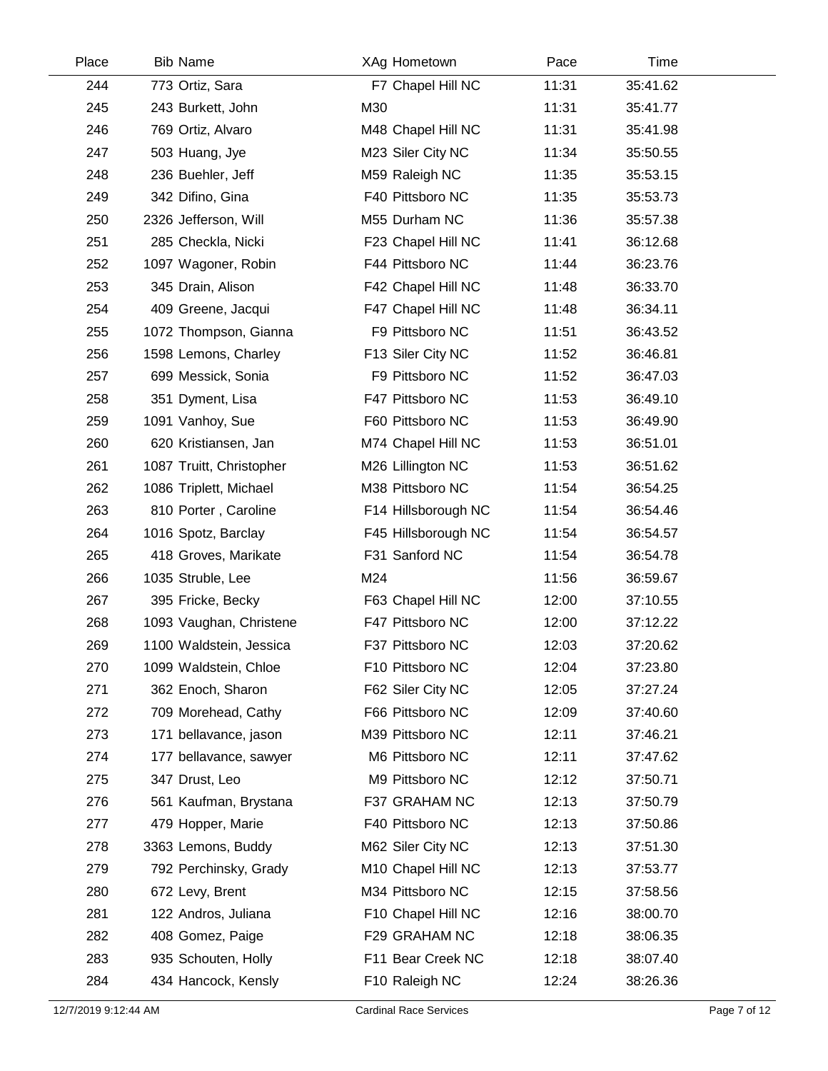| Place | Bib | Name | XAg | Hometown | Pace | Time |
|---|---|---|---|---|---|---|
| 244 | 773 | Ortiz, Sara | F7 | Chapel Hill NC | 11:31 | 35:41.62 |
| 245 | 243 | Burkett, John | M30 | | 11:31 | 35:41.77 |
| 246 | 769 | Ortiz, Alvaro | M48 | Chapel Hill NC | 11:31 | 35:41.98 |
| 247 | 503 | Huang, Jye | M23 | Siler City NC | 11:34 | 35:50.55 |
| 248 | 236 | Buehler, Jeff | M59 | Raleigh NC | 11:35 | 35:53.15 |
| 249 | 342 | Difino, Gina | F40 | Pittsboro NC | 11:35 | 35:53.73 |
| 250 | 2326 | Jefferson, Will | M55 | Durham NC | 11:36 | 35:57.38 |
| 251 | 285 | Checkla, Nicki | F23 | Chapel Hill NC | 11:41 | 36:12.68 |
| 252 | 1097 | Wagoner, Robin | F44 | Pittsboro NC | 11:44 | 36:23.76 |
| 253 | 345 | Drain, Alison | F42 | Chapel Hill NC | 11:48 | 36:33.70 |
| 254 | 409 | Greene, Jacqui | F47 | Chapel Hill NC | 11:48 | 36:34.11 |
| 255 | 1072 | Thompson, Gianna | F9 | Pittsboro NC | 11:51 | 36:43.52 |
| 256 | 1598 | Lemons, Charley | F13 | Siler City NC | 11:52 | 36:46.81 |
| 257 | 699 | Messick, Sonia | F9 | Pittsboro NC | 11:52 | 36:47.03 |
| 258 | 351 | Dyment, Lisa | F47 | Pittsboro NC | 11:53 | 36:49.10 |
| 259 | 1091 | Vanhoy, Sue | F60 | Pittsboro NC | 11:53 | 36:49.90 |
| 260 | 620 | Kristiansen, Jan | M74 | Chapel Hill NC | 11:53 | 36:51.01 |
| 261 | 1087 | Truitt, Christopher | M26 | Lillington NC | 11:53 | 36:51.62 |
| 262 | 1086 | Triplett, Michael | M38 | Pittsboro NC | 11:54 | 36:54.25 |
| 263 | 810 | Porter , Caroline | F14 | Hillsborough NC | 11:54 | 36:54.46 |
| 264 | 1016 | Spotz, Barclay | F45 | Hillsborough NC | 11:54 | 36:54.57 |
| 265 | 418 | Groves, Marikate | F31 | Sanford NC | 11:54 | 36:54.78 |
| 266 | 1035 | Struble, Lee | M24 | | 11:56 | 36:59.67 |
| 267 | 395 | Fricke, Becky | F63 | Chapel Hill NC | 12:00 | 37:10.55 |
| 268 | 1093 | Vaughan, Christene | F47 | Pittsboro NC | 12:00 | 37:12.22 |
| 269 | 1100 | Waldstein, Jessica | F37 | Pittsboro NC | 12:03 | 37:20.62 |
| 270 | 1099 | Waldstein, Chloe | F10 | Pittsboro NC | 12:04 | 37:23.80 |
| 271 | 362 | Enoch, Sharon | F62 | Siler City NC | 12:05 | 37:27.24 |
| 272 | 709 | Morehead, Cathy | F66 | Pittsboro NC | 12:09 | 37:40.60 |
| 273 | 171 | bellavance, jason | M39 | Pittsboro NC | 12:11 | 37:46.21 |
| 274 | 177 | bellavance, sawyer | M6 | Pittsboro NC | 12:11 | 37:47.62 |
| 275 | 347 | Drust, Leo | M9 | Pittsboro NC | 12:12 | 37:50.71 |
| 276 | 561 | Kaufman, Brystana | F37 | GRAHAM NC | 12:13 | 37:50.79 |
| 277 | 479 | Hopper, Marie | F40 | Pittsboro NC | 12:13 | 37:50.86 |
| 278 | 3363 | Lemons, Buddy | M62 | Siler City NC | 12:13 | 37:51.30 |
| 279 | 792 | Perchinsky, Grady | M10 | Chapel Hill NC | 12:13 | 37:53.77 |
| 280 | 672 | Levy, Brent | M34 | Pittsboro NC | 12:15 | 37:58.56 |
| 281 | 122 | Andros, Juliana | F10 | Chapel Hill NC | 12:16 | 38:00.70 |
| 282 | 408 | Gomez, Paige | F29 | GRAHAM NC | 12:18 | 38:06.35 |
| 283 | 935 | Schouten, Holly | F11 | Bear Creek NC | 12:18 | 38:07.40 |
| 284 | 434 | Hancock, Kensly | F10 | Raleigh NC | 12:24 | 38:26.36 |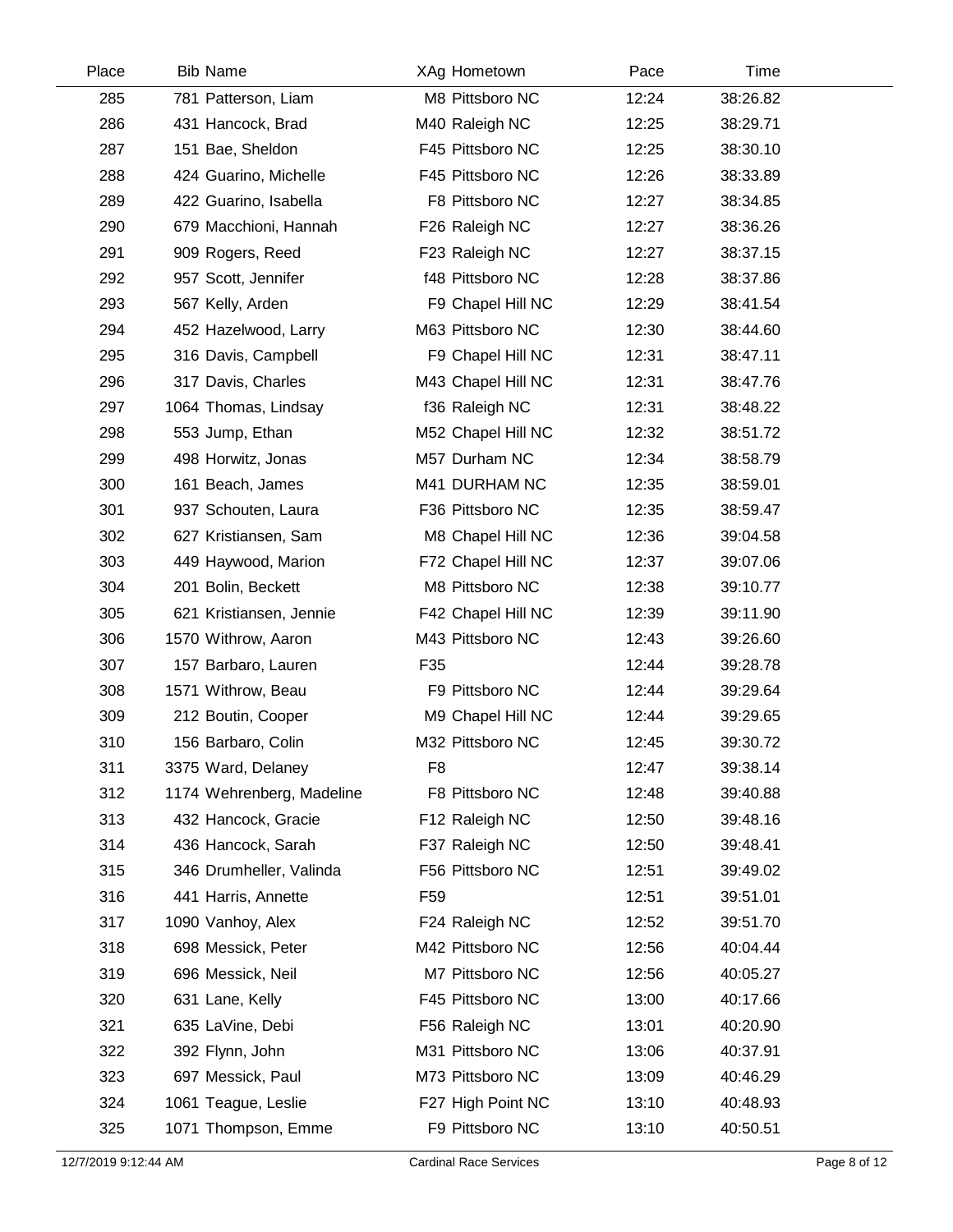| Place | Bib | Name | XAg | Hometown | Pace | Time |
|---|---|---|---|---|---|---|
| 285 | 781 | Patterson, Liam | M8 | Pittsboro NC | 12:24 | 38:26.82 |
| 286 | 431 | Hancock, Brad | M40 | Raleigh NC | 12:25 | 38:29.71 |
| 287 | 151 | Bae, Sheldon | F45 | Pittsboro NC | 12:25 | 38:30.10 |
| 288 | 424 | Guarino, Michelle | F45 | Pittsboro NC | 12:26 | 38:33.89 |
| 289 | 422 | Guarino, Isabella | F8 | Pittsboro NC | 12:27 | 38:34.85 |
| 290 | 679 | Macchioni, Hannah | F26 | Raleigh NC | 12:27 | 38:36.26 |
| 291 | 909 | Rogers, Reed | F23 | Raleigh NC | 12:27 | 38:37.15 |
| 292 | 957 | Scott, Jennifer | f48 | Pittsboro NC | 12:28 | 38:37.86 |
| 293 | 567 | Kelly, Arden | F9 | Chapel Hill NC | 12:29 | 38:41.54 |
| 294 | 452 | Hazelwood, Larry | M63 | Pittsboro NC | 12:30 | 38:44.60 |
| 295 | 316 | Davis, Campbell | F9 | Chapel Hill NC | 12:31 | 38:47.11 |
| 296 | 317 | Davis, Charles | M43 | Chapel Hill NC | 12:31 | 38:47.76 |
| 297 | 1064 | Thomas, Lindsay | f36 | Raleigh NC | 12:31 | 38:48.22 |
| 298 | 553 | Jump, Ethan | M52 | Chapel Hill NC | 12:32 | 38:51.72 |
| 299 | 498 | Horwitz, Jonas | M57 | Durham NC | 12:34 | 38:58.79 |
| 300 | 161 | Beach, James | M41 | DURHAM NC | 12:35 | 38:59.01 |
| 301 | 937 | Schouten, Laura | F36 | Pittsboro NC | 12:35 | 38:59.47 |
| 302 | 627 | Kristiansen, Sam | M8 | Chapel Hill NC | 12:36 | 39:04.58 |
| 303 | 449 | Haywood, Marion | F72 | Chapel Hill NC | 12:37 | 39:07.06 |
| 304 | 201 | Bolin, Beckett | M8 | Pittsboro NC | 12:38 | 39:10.77 |
| 305 | 621 | Kristiansen, Jennie | F42 | Chapel Hill NC | 12:39 | 39:11.90 |
| 306 | 1570 | Withrow, Aaron | M43 | Pittsboro NC | 12:43 | 39:26.60 |
| 307 | 157 | Barbaro, Lauren | F35 | | 12:44 | 39:28.78 |
| 308 | 1571 | Withrow, Beau | F9 | Pittsboro NC | 12:44 | 39:29.64 |
| 309 | 212 | Boutin, Cooper | M9 | Chapel Hill NC | 12:44 | 39:29.65 |
| 310 | 156 | Barbaro, Colin | M32 | Pittsboro NC | 12:45 | 39:30.72 |
| 311 | 3375 | Ward, Delaney | F8 | | 12:47 | 39:38.14 |
| 312 | 1174 | Wehrenberg, Madeline | F8 | Pittsboro NC | 12:48 | 39:40.88 |
| 313 | 432 | Hancock, Gracie | F12 | Raleigh NC | 12:50 | 39:48.16 |
| 314 | 436 | Hancock, Sarah | F37 | Raleigh NC | 12:50 | 39:48.41 |
| 315 | 346 | Drumheller, Valinda | F56 | Pittsboro NC | 12:51 | 39:49.02 |
| 316 | 441 | Harris, Annette | F59 | | 12:51 | 39:51.01 |
| 317 | 1090 | Vanhoy, Alex | F24 | Raleigh NC | 12:52 | 39:51.70 |
| 318 | 698 | Messick, Peter | M42 | Pittsboro NC | 12:56 | 40:04.44 |
| 319 | 696 | Messick, Neil | M7 | Pittsboro NC | 12:56 | 40:05.27 |
| 320 | 631 | Lane, Kelly | F45 | Pittsboro NC | 13:00 | 40:17.66 |
| 321 | 635 | LaVine, Debi | F56 | Raleigh NC | 13:01 | 40:20.90 |
| 322 | 392 | Flynn, John | M31 | Pittsboro NC | 13:06 | 40:37.91 |
| 323 | 697 | Messick, Paul | M73 | Pittsboro NC | 13:09 | 40:46.29 |
| 324 | 1061 | Teague, Leslie | F27 | High Point NC | 13:10 | 40:48.93 |
| 325 | 1071 | Thompson, Emme | F9 | Pittsboro NC | 13:10 | 40:50.51 |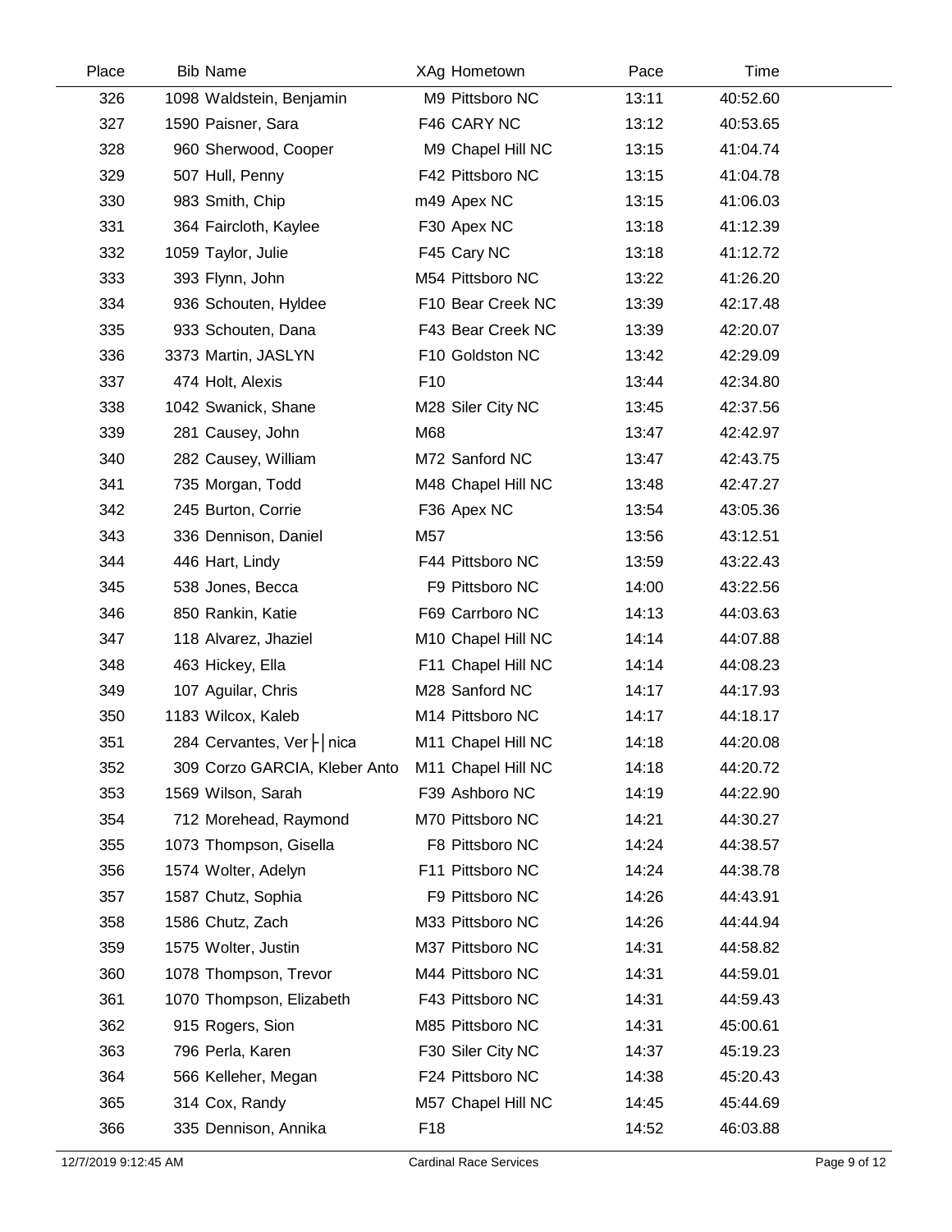| Place | Bib | Name | XAg | Hometown | Pace | Time |
|---|---|---|---|---|---|---|
| 326 | 1098 | Waldstein, Benjamin | M9 | Pittsboro NC | 13:11 | 40:52.60 |
| 327 | 1590 | Paisner, Sara | F46 | CARY NC | 13:12 | 40:53.65 |
| 328 | 960 | Sherwood, Cooper | M9 | Chapel Hill NC | 13:15 | 41:04.74 |
| 329 | 507 | Hull, Penny | F42 | Pittsboro NC | 13:15 | 41:04.78 |
| 330 | 983 | Smith, Chip | m49 | Apex NC | 13:15 | 41:06.03 |
| 331 | 364 | Faircloth, Kaylee | F30 | Apex NC | 13:18 | 41:12.39 |
| 332 | 1059 | Taylor, Julie | F45 | Cary NC | 13:18 | 41:12.72 |
| 333 | 393 | Flynn, John | M54 | Pittsboro NC | 13:22 | 41:26.20 |
| 334 | 936 | Schouten, Hyldee | F10 | Bear Creek NC | 13:39 | 42:17.48 |
| 335 | 933 | Schouten, Dana | F43 | Bear Creek NC | 13:39 | 42:20.07 |
| 336 | 3373 | Martin, JASLYN | F10 | Goldston NC | 13:42 | 42:29.09 |
| 337 | 474 | Holt, Alexis | F10 | | 13:44 | 42:34.80 |
| 338 | 1042 | Swanick, Shane | M28 | Siler City NC | 13:45 | 42:37.56 |
| 339 | 281 | Causey, John | M68 | | 13:47 | 42:42.97 |
| 340 | 282 | Causey, William | M72 | Sanford NC | 13:47 | 42:43.75 |
| 341 | 735 | Morgan, Todd | M48 | Chapel Hill NC | 13:48 | 42:47.27 |
| 342 | 245 | Burton, Corrie | F36 | Apex NC | 13:54 | 43:05.36 |
| 343 | 336 | Dennison, Daniel | M57 | | 13:56 | 43:12.51 |
| 344 | 446 | Hart, Lindy | F44 | Pittsboro NC | 13:59 | 43:22.43 |
| 345 | 538 | Jones, Becca | F9 | Pittsboro NC | 14:00 | 43:22.56 |
| 346 | 850 | Rankin, Katie | F69 | Carrboro NC | 14:13 | 44:03.63 |
| 347 | 118 | Alvarez, Jhaziel | M10 | Chapel Hill NC | 14:14 | 44:07.88 |
| 348 | 463 | Hickey, Ella | F11 | Chapel Hill NC | 14:14 | 44:08.23 |
| 349 | 107 | Aguilar, Chris | M28 | Sanford NC | 14:17 | 44:17.93 |
| 350 | 1183 | Wilcox, Kaleb | M14 | Pittsboro NC | 14:17 | 44:18.17 |
| 351 | 284 | Cervantes, Ver├│nica | M11 | Chapel Hill NC | 14:18 | 44:20.08 |
| 352 | 309 | Corzo GARCIA, Kleber Anto | M11 | Chapel Hill NC | 14:18 | 44:20.72 |
| 353 | 1569 | Wilson, Sarah | F39 | Ashboro NC | 14:19 | 44:22.90 |
| 354 | 712 | Morehead, Raymond | M70 | Pittsboro NC | 14:21 | 44:30.27 |
| 355 | 1073 | Thompson, Gisella | F8 | Pittsboro NC | 14:24 | 44:38.57 |
| 356 | 1574 | Wolter, Adelyn | F11 | Pittsboro NC | 14:24 | 44:38.78 |
| 357 | 1587 | Chutz, Sophia | F9 | Pittsboro NC | 14:26 | 44:43.91 |
| 358 | 1586 | Chutz, Zach | M33 | Pittsboro NC | 14:26 | 44:44.94 |
| 359 | 1575 | Wolter, Justin | M37 | Pittsboro NC | 14:31 | 44:58.82 |
| 360 | 1078 | Thompson, Trevor | M44 | Pittsboro NC | 14:31 | 44:59.01 |
| 361 | 1070 | Thompson, Elizabeth | F43 | Pittsboro NC | 14:31 | 44:59.43 |
| 362 | 915 | Rogers, Sion | M85 | Pittsboro NC | 14:31 | 45:00.61 |
| 363 | 796 | Perla, Karen | F30 | Siler City NC | 14:37 | 45:19.23 |
| 364 | 566 | Kelleher, Megan | F24 | Pittsboro NC | 14:38 | 45:20.43 |
| 365 | 314 | Cox, Randy | M57 | Chapel Hill NC | 14:45 | 45:44.69 |
| 366 | 335 | Dennison, Annika | F18 | | 14:52 | 46:03.88 |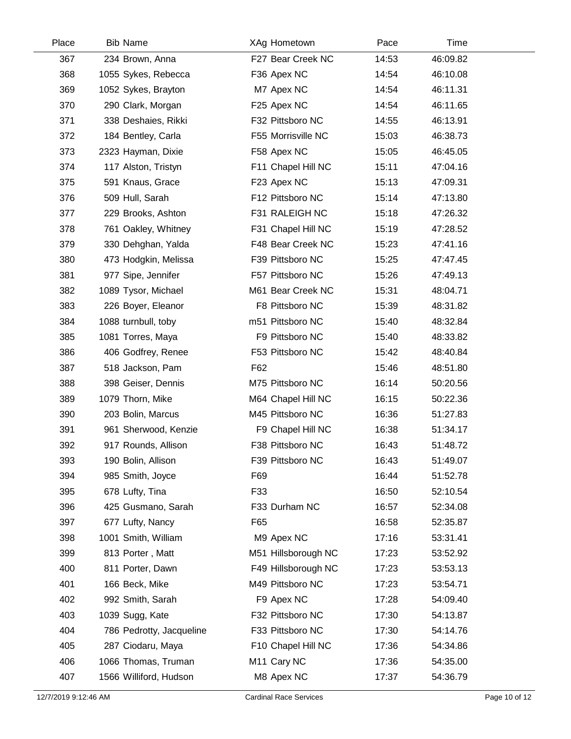| Place | Bib | Name | XAg | Hometown | Pace | Time |
|---|---|---|---|---|---|---|
| 367 | 234 | Brown, Anna | F27 | Bear Creek NC | 14:53 | 46:09.82 |
| 368 | 1055 | Sykes, Rebecca | F36 | Apex NC | 14:54 | 46:10.08 |
| 369 | 1052 | Sykes, Brayton | M7 | Apex NC | 14:54 | 46:11.31 |
| 370 | 290 | Clark, Morgan | F25 | Apex NC | 14:54 | 46:11.65 |
| 371 | 338 | Deshaies, Rikki | F32 | Pittsboro NC | 14:55 | 46:13.91 |
| 372 | 184 | Bentley, Carla | F55 | Morrisville NC | 15:03 | 46:38.73 |
| 373 | 2323 | Hayman, Dixie | F58 | Apex NC | 15:05 | 46:45.05 |
| 374 | 117 | Alston, Tristyn | F11 | Chapel Hill NC | 15:11 | 47:04.16 |
| 375 | 591 | Knaus, Grace | F23 | Apex NC | 15:13 | 47:09.31 |
| 376 | 509 | Hull, Sarah | F12 | Pittsboro NC | 15:14 | 47:13.80 |
| 377 | 229 | Brooks, Ashton | F31 | RALEIGH NC | 15:18 | 47:26.32 |
| 378 | 761 | Oakley, Whitney | F31 | Chapel Hill NC | 15:19 | 47:28.52 |
| 379 | 330 | Dehghan, Yalda | F48 | Bear Creek NC | 15:23 | 47:41.16 |
| 380 | 473 | Hodgkin, Melissa | F39 | Pittsboro NC | 15:25 | 47:47.45 |
| 381 | 977 | Sipe, Jennifer | F57 | Pittsboro NC | 15:26 | 47:49.13 |
| 382 | 1089 | Tysor, Michael | M61 | Bear Creek NC | 15:31 | 48:04.71 |
| 383 | 226 | Boyer, Eleanor | F8 | Pittsboro NC | 15:39 | 48:31.82 |
| 384 | 1088 | turnbull, toby | m51 | Pittsboro NC | 15:40 | 48:32.84 |
| 385 | 1081 | Torres, Maya | F9 | Pittsboro NC | 15:40 | 48:33.82 |
| 386 | 406 | Godfrey, Renee | F53 | Pittsboro NC | 15:42 | 48:40.84 |
| 387 | 518 | Jackson, Pam | F62 | | 15:46 | 48:51.80 |
| 388 | 398 | Geiser, Dennis | M75 | Pittsboro NC | 16:14 | 50:20.56 |
| 389 | 1079 | Thorn, Mike | M64 | Chapel Hill NC | 16:15 | 50:22.36 |
| 390 | 203 | Bolin, Marcus | M45 | Pittsboro NC | 16:36 | 51:27.83 |
| 391 | 961 | Sherwood, Kenzie | F9 | Chapel Hill NC | 16:38 | 51:34.17 |
| 392 | 917 | Rounds, Allison | F38 | Pittsboro NC | 16:43 | 51:48.72 |
| 393 | 190 | Bolin, Allison | F39 | Pittsboro NC | 16:43 | 51:49.07 |
| 394 | 985 | Smith, Joyce | F69 | | 16:44 | 51:52.78 |
| 395 | 678 | Lufty, Tina | F33 | | 16:50 | 52:10.54 |
| 396 | 425 | Gusmano, Sarah | F33 | Durham NC | 16:57 | 52:34.08 |
| 397 | 677 | Lufty, Nancy | F65 | | 16:58 | 52:35.87 |
| 398 | 1001 | Smith, William | M9 | Apex NC | 17:16 | 53:31.41 |
| 399 | 813 | Porter , Matt | M51 | Hillsborough NC | 17:23 | 53:52.92 |
| 400 | 811 | Porter, Dawn | F49 | Hillsborough NC | 17:23 | 53:53.13 |
| 401 | 166 | Beck, Mike | M49 | Pittsboro NC | 17:23 | 53:54.71 |
| 402 | 992 | Smith, Sarah | F9 | Apex NC | 17:28 | 54:09.40 |
| 403 | 1039 | Sugg, Kate | F32 | Pittsboro NC | 17:30 | 54:13.87 |
| 404 | 786 | Pedrotty, Jacqueline | F33 | Pittsboro NC | 17:30 | 54:14.76 |
| 405 | 287 | Ciodaru, Maya | F10 | Chapel Hill NC | 17:36 | 54:34.86 |
| 406 | 1066 | Thomas, Truman | M11 | Cary NC | 17:36 | 54:35.00 |
| 407 | 1566 | Williford, Hudson | M8 | Apex NC | 17:37 | 54:36.79 |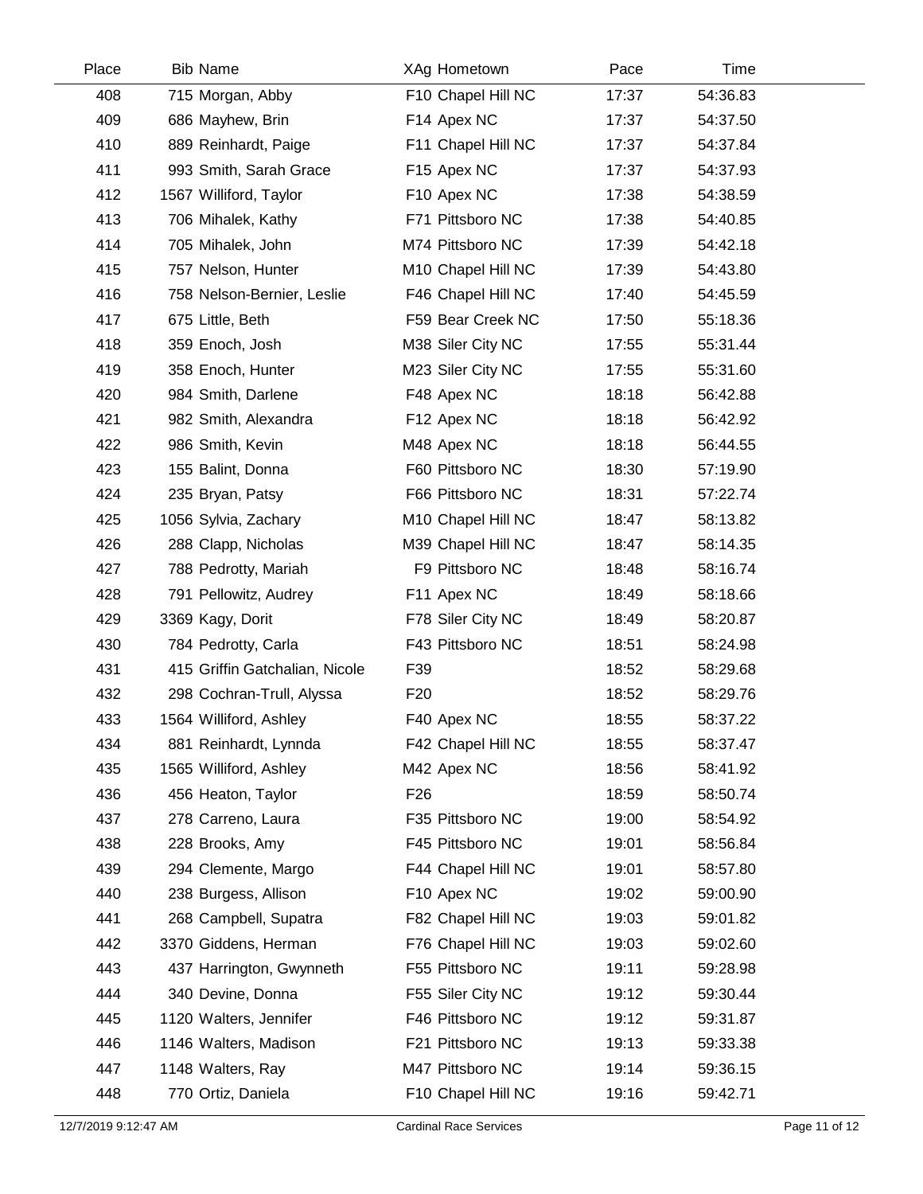| Place | Bib | Name | XAg | Hometown | Pace | Time |
|---|---|---|---|---|---|---|
| 408 | 715 | Morgan, Abby | F10 | Chapel Hill NC | 17:37 | 54:36.83 |
| 409 | 686 | Mayhew, Brin | F14 | Apex NC | 17:37 | 54:37.50 |
| 410 | 889 | Reinhardt, Paige | F11 | Chapel Hill NC | 17:37 | 54:37.84 |
| 411 | 993 | Smith, Sarah Grace | F15 | Apex NC | 17:37 | 54:37.93 |
| 412 | 1567 | Williford, Taylor | F10 | Apex NC | 17:38 | 54:38.59 |
| 413 | 706 | Mihalek, Kathy | F71 | Pittsboro NC | 17:38 | 54:40.85 |
| 414 | 705 | Mihalek, John | M74 | Pittsboro NC | 17:39 | 54:42.18 |
| 415 | 757 | Nelson, Hunter | M10 | Chapel Hill NC | 17:39 | 54:43.80 |
| 416 | 758 | Nelson-Bernier, Leslie | F46 | Chapel Hill NC | 17:40 | 54:45.59 |
| 417 | 675 | Little, Beth | F59 | Bear Creek NC | 17:50 | 55:18.36 |
| 418 | 359 | Enoch, Josh | M38 | Siler City NC | 17:55 | 55:31.44 |
| 419 | 358 | Enoch, Hunter | M23 | Siler City NC | 17:55 | 55:31.60 |
| 420 | 984 | Smith, Darlene | F48 | Apex NC | 18:18 | 56:42.88 |
| 421 | 982 | Smith, Alexandra | F12 | Apex NC | 18:18 | 56:42.92 |
| 422 | 986 | Smith, Kevin | M48 | Apex NC | 18:18 | 56:44.55 |
| 423 | 155 | Balint, Donna | F60 | Pittsboro NC | 18:30 | 57:19.90 |
| 424 | 235 | Bryan, Patsy | F66 | Pittsboro NC | 18:31 | 57:22.74 |
| 425 | 1056 | Sylvia, Zachary | M10 | Chapel Hill NC | 18:47 | 58:13.82 |
| 426 | 288 | Clapp, Nicholas | M39 | Chapel Hill NC | 18:47 | 58:14.35 |
| 427 | 788 | Pedrotty, Mariah | F9 | Pittsboro NC | 18:48 | 58:16.74 |
| 428 | 791 | Pellowitz, Audrey | F11 | Apex NC | 18:49 | 58:18.66 |
| 429 | 3369 | Kagy, Dorit | F78 | Siler City NC | 18:49 | 58:20.87 |
| 430 | 784 | Pedrotty, Carla | F43 | Pittsboro NC | 18:51 | 58:24.98 |
| 431 | 415 | Griffin Gatchalian, Nicole | F39 | | 18:52 | 58:29.68 |
| 432 | 298 | Cochran-Trull, Alyssa | F20 | | 18:52 | 58:29.76 |
| 433 | 1564 | Williford, Ashley | F40 | Apex NC | 18:55 | 58:37.22 |
| 434 | 881 | Reinhardt, Lynnda | F42 | Chapel Hill NC | 18:55 | 58:37.47 |
| 435 | 1565 | Williford, Ashley | M42 | Apex NC | 18:56 | 58:41.92 |
| 436 | 456 | Heaton, Taylor | F26 | | 18:59 | 58:50.74 |
| 437 | 278 | Carreno, Laura | F35 | Pittsboro NC | 19:00 | 58:54.92 |
| 438 | 228 | Brooks, Amy | F45 | Pittsboro NC | 19:01 | 58:56.84 |
| 439 | 294 | Clemente, Margo | F44 | Chapel Hill NC | 19:01 | 58:57.80 |
| 440 | 238 | Burgess, Allison | F10 | Apex NC | 19:02 | 59:00.90 |
| 441 | 268 | Campbell, Supatra | F82 | Chapel Hill NC | 19:03 | 59:01.82 |
| 442 | 3370 | Giddens, Herman | F76 | Chapel Hill NC | 19:03 | 59:02.60 |
| 443 | 437 | Harrington, Gwynneth | F55 | Pittsboro NC | 19:11 | 59:28.98 |
| 444 | 340 | Devine, Donna | F55 | Siler City NC | 19:12 | 59:30.44 |
| 445 | 1120 | Walters, Jennifer | F46 | Pittsboro NC | 19:12 | 59:31.87 |
| 446 | 1146 | Walters, Madison | F21 | Pittsboro NC | 19:13 | 59:33.38 |
| 447 | 1148 | Walters, Ray | M47 | Pittsboro NC | 19:14 | 59:36.15 |
| 448 | 770 | Ortiz, Daniela | F10 | Chapel Hill NC | 19:16 | 59:42.71 |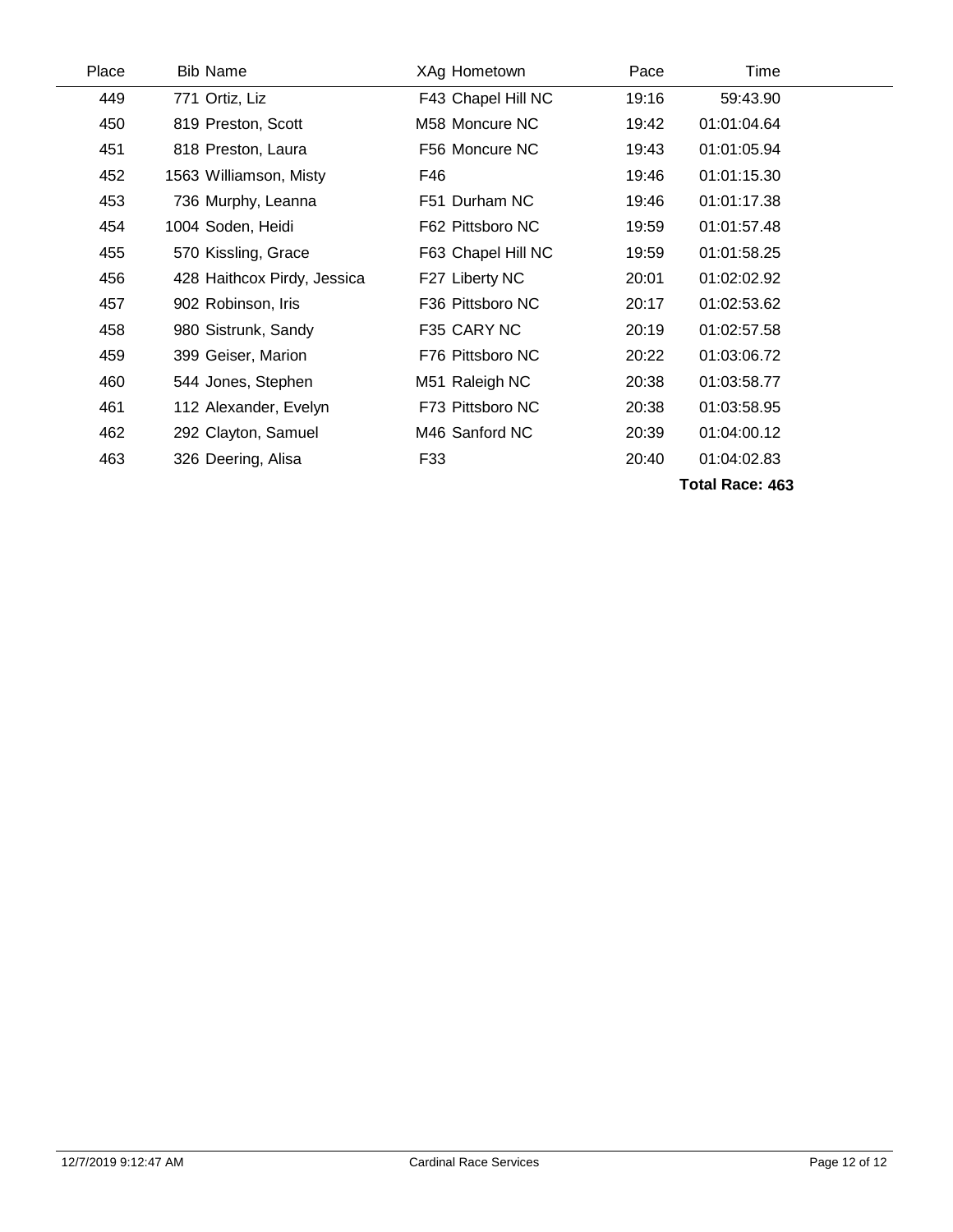| Place | Bib | Name | XAg | Hometown | Pace | Time |
|---|---|---|---|---|---|---|
| 449 | 771 | Ortiz, Liz | F43 | Chapel Hill NC | 19:16 | 59:43.90 |
| 450 | 819 | Preston, Scott | M58 | Moncure NC | 19:42 | 01:01:04.64 |
| 451 | 818 | Preston, Laura | F56 | Moncure NC | 19:43 | 01:01:05.94 |
| 452 | 1563 | Williamson, Misty | F46 | | 19:46 | 01:01:15.30 |
| 453 | 736 | Murphy, Leanna | F51 | Durham NC | 19:46 | 01:01:17.38 |
| 454 | 1004 | Soden, Heidi | F62 | Pittsboro NC | 19:59 | 01:01:57.48 |
| 455 | 570 | Kissling, Grace | F63 | Chapel Hill NC | 19:59 | 01:01:58.25 |
| 456 | 428 | Haithcox Pirdy, Jessica | F27 | Liberty NC | 20:01 | 01:02:02.92 |
| 457 | 902 | Robinson, Iris | F36 | Pittsboro NC | 20:17 | 01:02:53.62 |
| 458 | 980 | Sistrunk, Sandy | F35 | CARY NC | 20:19 | 01:02:57.58 |
| 459 | 399 | Geiser, Marion | F76 | Pittsboro NC | 20:22 | 01:03:06.72 |
| 460 | 544 | Jones, Stephen | M51 | Raleigh NC | 20:38 | 01:03:58.77 |
| 461 | 112 | Alexander, Evelyn | F73 | Pittsboro NC | 20:38 | 01:03:58.95 |
| 462 | 292 | Clayton, Samuel | M46 | Sanford NC | 20:39 | 01:04:00.12 |
| 463 | 326 | Deering, Alisa | F33 | | 20:40 | 01:04:02.83 |

**Total Race: 463**

12/7/2019 9:12:47 AM Cardinal Race Services